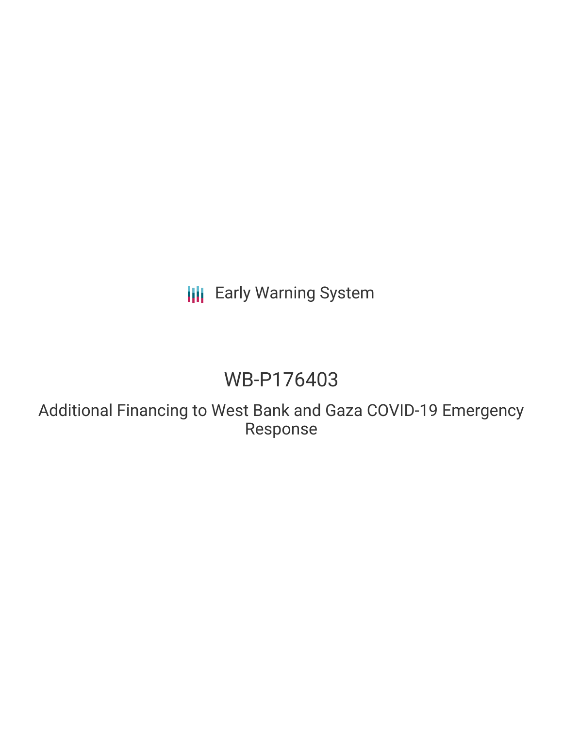Early Warning System

# WB-P176403

## Additional Financing to West Bank and Gaza COVID-19 Emergency Response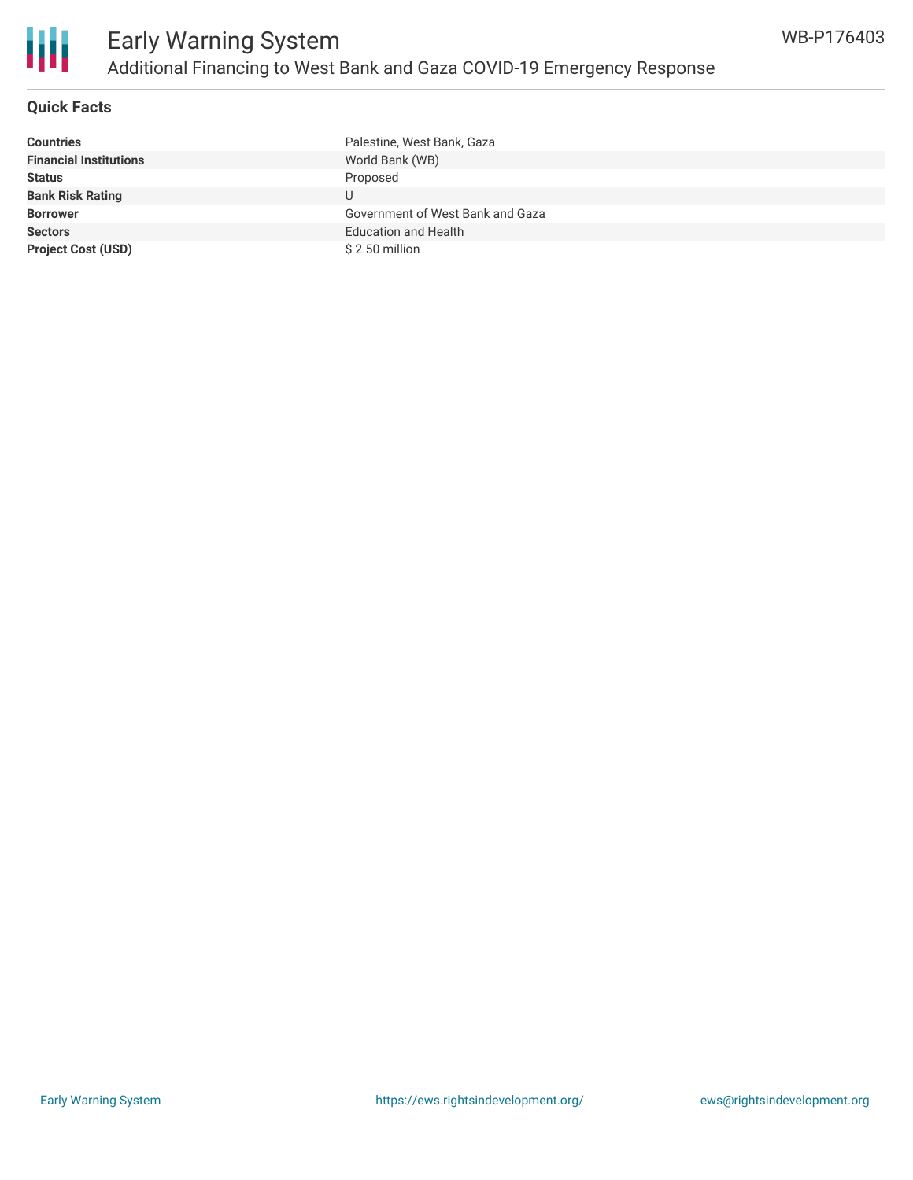## Quick Facts

| | |
|---|---|
| **Countries** | Palestine, West Bank, Gaza |
| **Financial Institutions** | World Bank (WB) |
| **Status** | Proposed |
| **Bank Risk Rating** | U |
| **Borrower** | Government of West Bank and Gaza |
| **Sectors** | Education and Health |
| **Project Cost (USD)** | $ 2.50 million |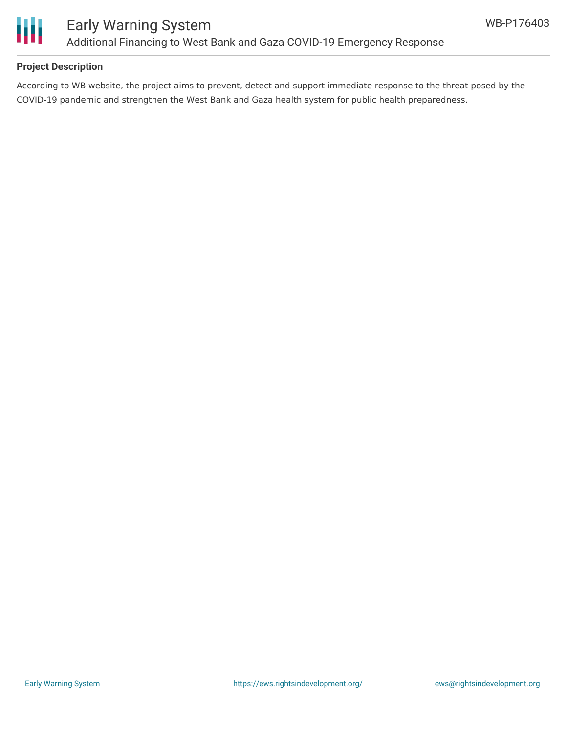## Project Description

According to WB website, the project aims to prevent, detect and support immediate response to the threat posed by the COVID-19 pandemic and strengthen the West Bank and Gaza health system for public health preparedness.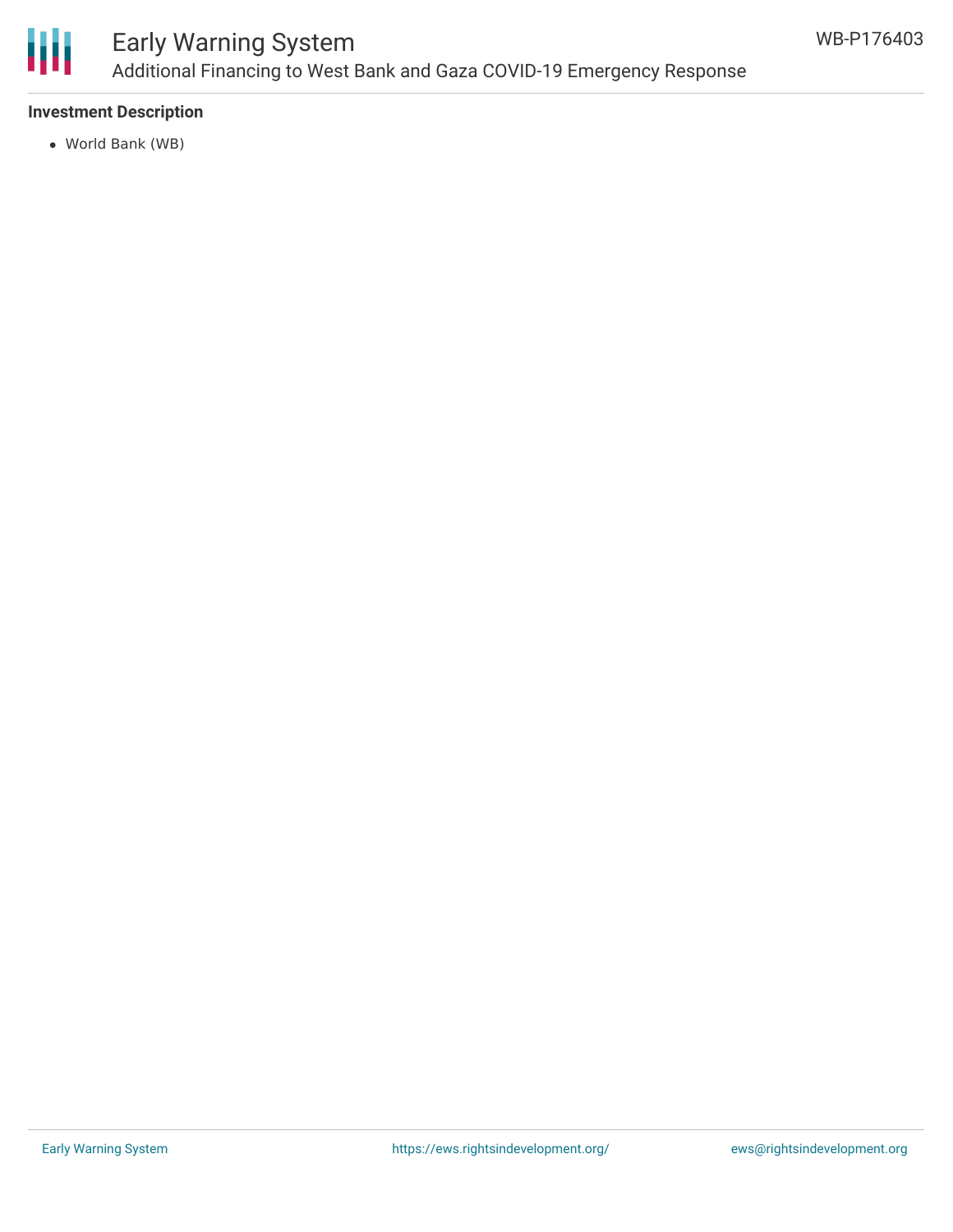### Investment Description

- World Bank (WB)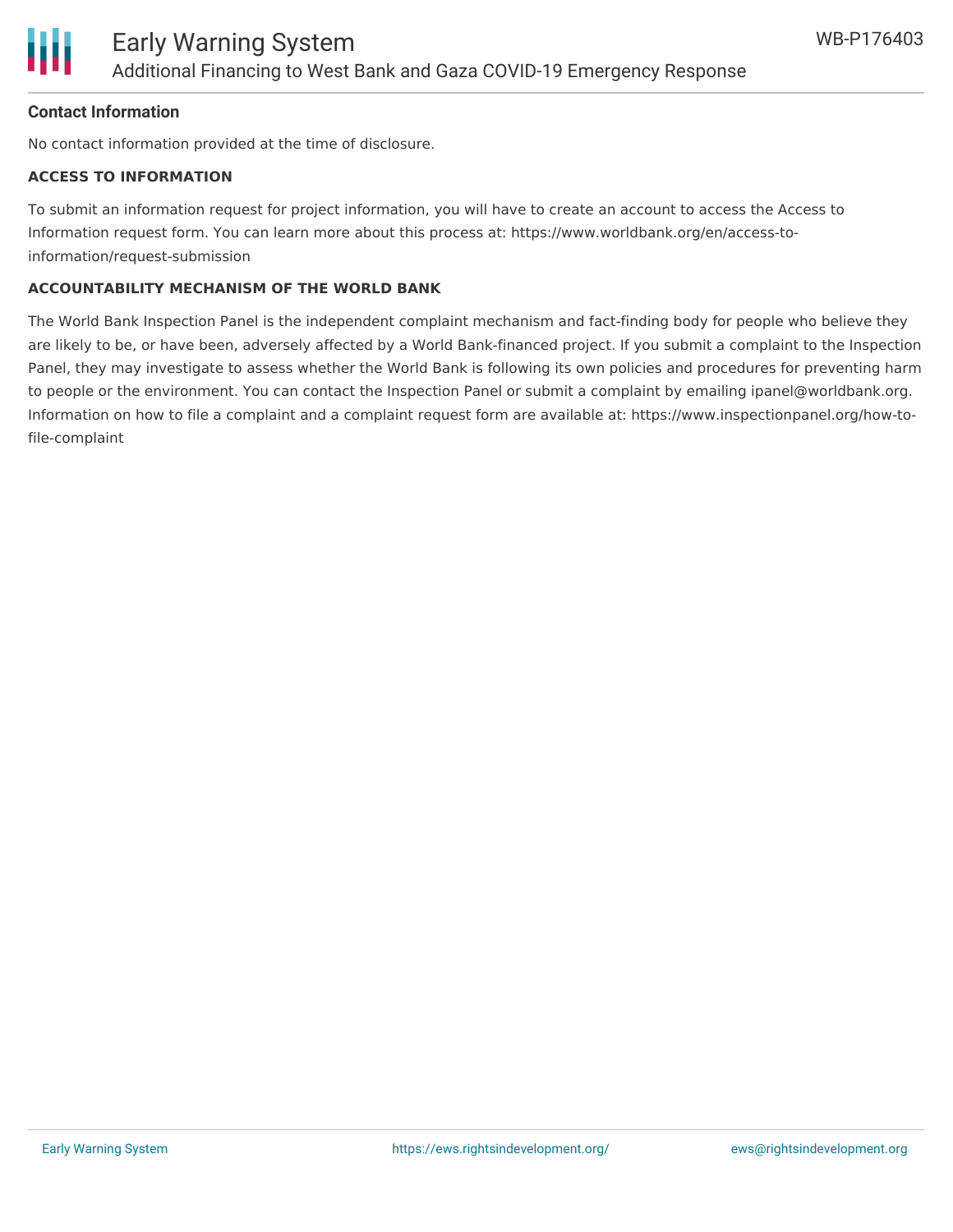**Contact Information**

No contact information provided at the time of disclosure.

**ACCESS TO INFORMATION**

To submit an information request for project information, you will have to create an account to access the Access to Information request form. You can learn more about this process at: https://www.worldbank.org/en/access-to-information/request-submission

**ACCOUNTABILITY MECHANISM OF THE WORLD BANK**

The World Bank Inspection Panel is the independent complaint mechanism and fact-finding body for people who believe they are likely to be, or have been, adversely affected by a World Bank-financed project. If you submit a complaint to the Inspection Panel, they may investigate to assess whether the World Bank is following its own policies and procedures for preventing harm to people or the environment. You can contact the Inspection Panel or submit a complaint by emailing ipanel@worldbank.org. Information on how to file a complaint and a complaint request form are available at: https://www.inspectionpanel.org/how-to-file-complaint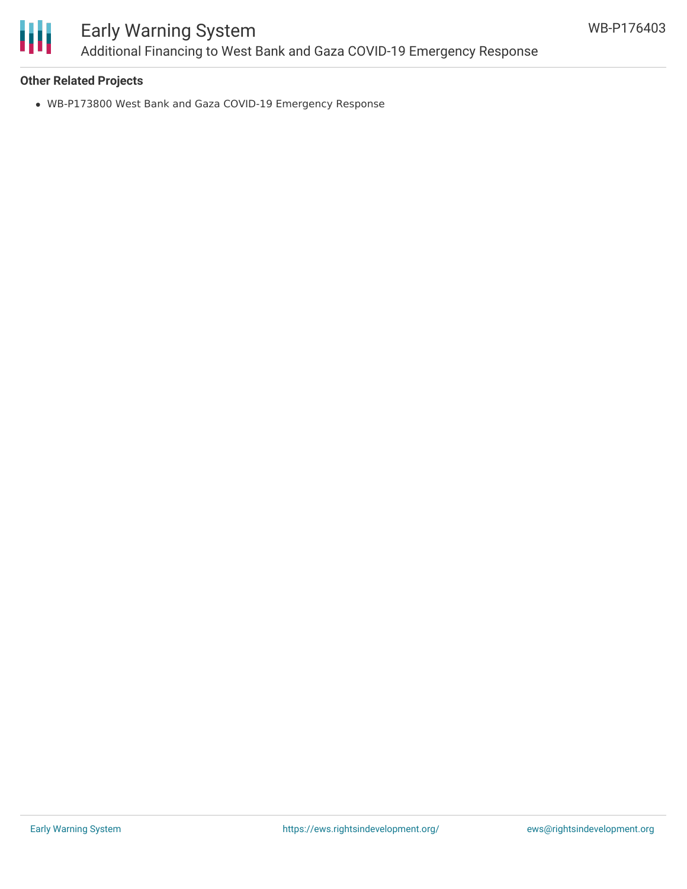**Other Related Projects**

- WB-P173800 West Bank and Gaza COVID-19 Emergency Response